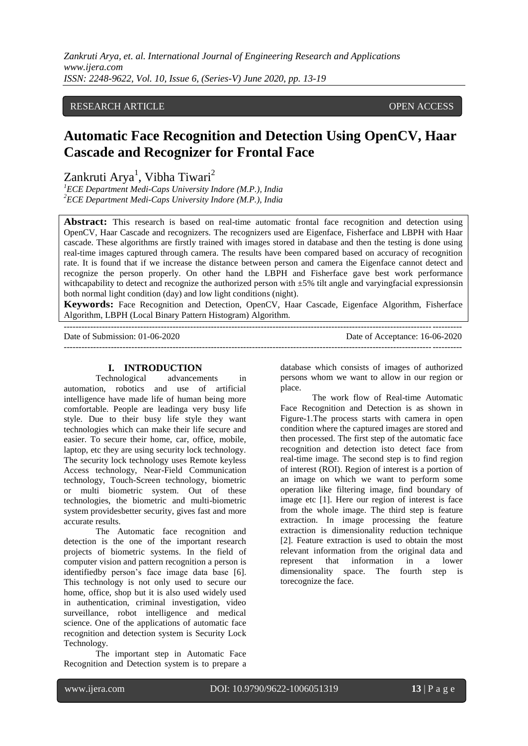RESEARCH ARTICLE OPEN ACCESS

# Automatic Face Recognition and Detection Using OpenCV, Haar Cascade and Recognizer for Frontal Face

Zankruti Arya[1], Vibha Tiwari[2]

[1]ECE Department Medi-Caps University Indore (M.P.), India
[2]ECE Department Medi-Caps University Indore (M.P.), India

**Abstract:** This research is based on real-time automatic frontal face recognition and detection using OpenCV, Haar Cascade and recognizers. The recognizers used are Eigenface, Fisherface and LBPH with Haar cascade. These algorithms are firstly trained with images stored in database and then the testing is done using real-time images captured through camera. The results have been compared based on accuracy of recognition rate. It is found that if we increase the distance between person and camera the Eigenface cannot detect and recognize the person properly. On other hand the LBPH and Fisherface gave best work performance withcapability to detect and recognize the authorized person with ±5% tilt angle and varyingfacial expressionsin both normal light condition (day) and low light conditions (night).

**Keywords:** Face Recognition and Detection, OpenCV, Haar Cascade, Eigenface Algorithm, Fisherface Algorithm, LBPH (Local Binary Pattern Histogram) Algorithm.

---

Date of Submission: 01-06-2020 Date of Acceptance: 16-06-2020

---

## I. INTRODUCTION

Technological advancements in automation, robotics and use of artificial intelligence have made life of human being more comfortable. People are leadinga very busy life style. Due to their busy life style they want technologies which can make their life secure and easier. To secure their home, car, office, mobile, laptop, etc they are using security lock technology. The security lock technology uses Remote keyless Access technology, Near-Field Communication technology, Touch-Screen technology, biometric or multi biometric system. Out of these technologies, the biometric and multi-biometric system providesbetter security, gives fast and more accurate results.

The Automatic face recognition and detection is the one of the important research projects of biometric systems. In the field of computer vision and pattern recognition a person is identifiedby person's face image data base [6]. This technology is not only used to secure our home, office, shop but it is also used widely used in authentication, criminal investigation, video surveillance, robot intelligence and medical science. One of the applications of automatic face recognition and detection system is Security Lock Technology.

The important step in Automatic Face Recognition and Detection system is to prepare a database which consists of images of authorized persons whom we want to allow in our region or place.

The work flow of Real-time Automatic Face Recognition and Detection is as shown in Figure-1.The process starts with camera in open condition where the captured images are stored and then processed. The first step of the automatic face recognition and detection isto detect face from real-time image. The second step is to find region of interest (ROI). Region of interest is a portion of an image on which we want to perform some operation like filtering image, find boundary of image etc [1]. Here our region of interest is face from the whole image. The third step is feature extraction. In image processing the feature extraction is dimensionality reduction technique [2]. Feature extraction is used to obtain the most relevant information from the original data and represent that information in a lower dimensionality space. The fourth step is torecognize the face.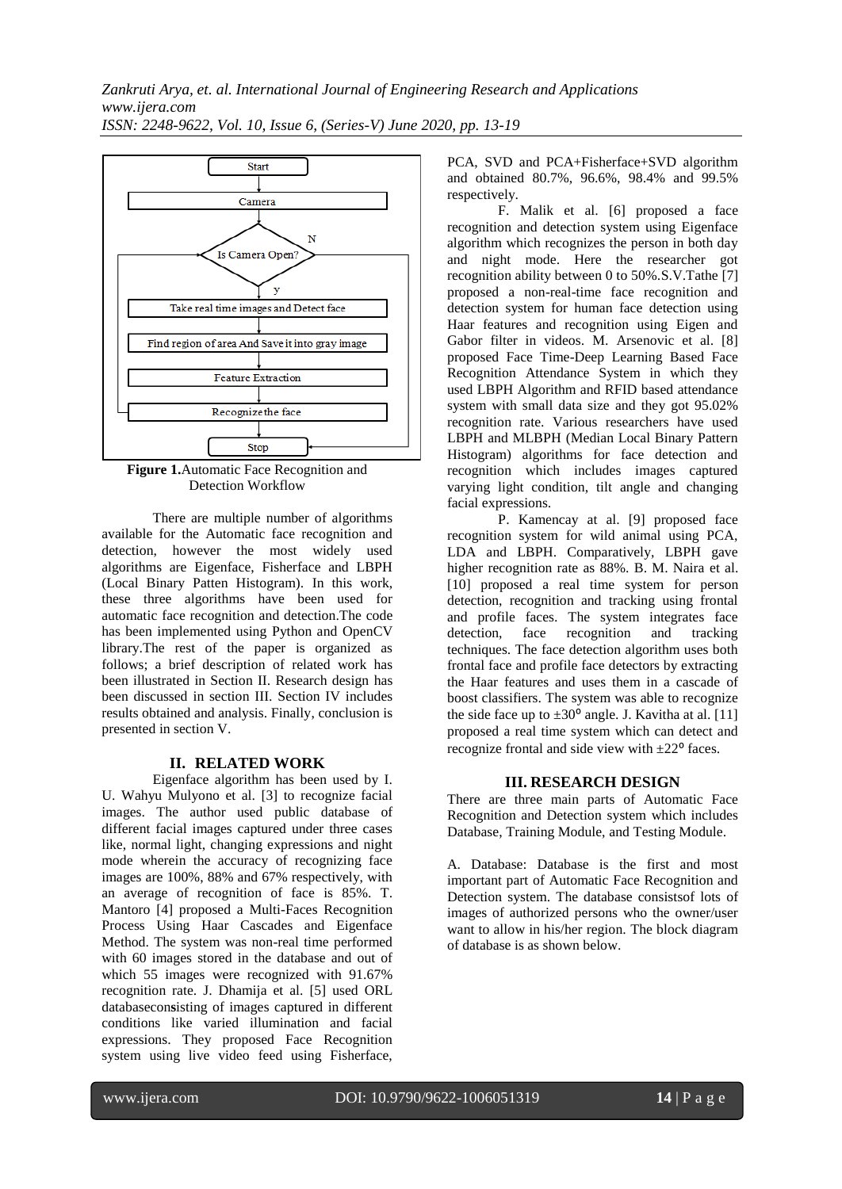Figure 1. Automatic Face Recognition and Detection Workflow

There are multiple number of algorithms available for the Automatic face recognition and detection, however the most widely used algorithms are Eigenface, Fisherface and LBPH (Local Binary Patten Histogram). In this work, these three algorithms have been used for automatic face recognition and detection.The code has been implemented using Python and OpenCV library.The rest of the paper is organized as follows; a brief description of related work has been illustrated in Section II. Research design has been discussed in section III. Section IV includes results obtained and analysis. Finally, conclusion is presented in section V.

## II. RELATED WORK

Eigenface algorithm has been used by I. U. Wahyu Mulyono et al. [3] to recognize facial images. The author used public database of different facial images captured under three cases like, normal light, changing expressions and night mode wherein the accuracy of recognizing face images are 100%, 88% and 67% respectively, with an average of recognition of face is 85%. T. Mantoro [4] proposed a Multi-Faces Recognition Process Using Haar Cascades and Eigenface Method. The system was non-real time performed with 60 images stored in the database and out of which 55 images were recognized with 91.67% recognition rate. J. Dhamija et al. [5] used ORL databaseconsisting of images captured in different conditions like varied illumination and facial expressions. They proposed Face Recognition system using live video feed using Fisherface, PCA, SVD and PCA+Fisherface+SVD algorithm and obtained 80.7%, 96.6%, 98.4% and 99.5% respectively.

F. Malik et al. [6] proposed a face recognition and detection system using Eigenface algorithm which recognizes the person in both day and night mode. Here the researcher got recognition ability between 0 to 50%.S.V.Tathe [7] proposed a non-real-time face recognition and detection system for human face detection using Haar features and recognition using Eigen and Gabor filter in videos. M. Arsenovic et al. [8] proposed Face Time-Deep Learning Based Face Recognition Attendance System in which they used LBPH Algorithm and RFID based attendance system with small data size and they got 95.02% recognition rate. Various researchers have used LBPH and MLBPH (Median Local Binary Pattern Histogram) algorithms for face detection and recognition which includes images captured varying light condition, tilt angle and changing facial expressions.

P. Kamencay at al. [9] proposed face recognition system for wild animal using PCA, LDA and LBPH. Comparatively, LBPH gave higher recognition rate as 88%. B. M. Naira et al. [10] proposed a real time system for person detection, recognition and tracking using frontal and profile faces. The system integrates face detection, face recognition and tracking techniques. The face detection algorithm uses both frontal face and profile face detectors by extracting the Haar features and uses them in a cascade of boost classifiers. The system was able to recognize the side face up to $\pm 30^{o}$ angle. J. Kavitha at al. [11] proposed a real time system which can detect and recognize frontal and side view with $\pm 22^{o}$ faces.

## III. RESEARCH DESIGN

There are three main parts of Automatic Face Recognition and Detection system which includes Database, Training Module, and Testing Module.

A. Database: Database is the first and most important part of Automatic Face Recognition and Detection system. The database consistsof lots of images of authorized persons who the owner/user want to allow in his/her region. The block diagram of database is as shown below.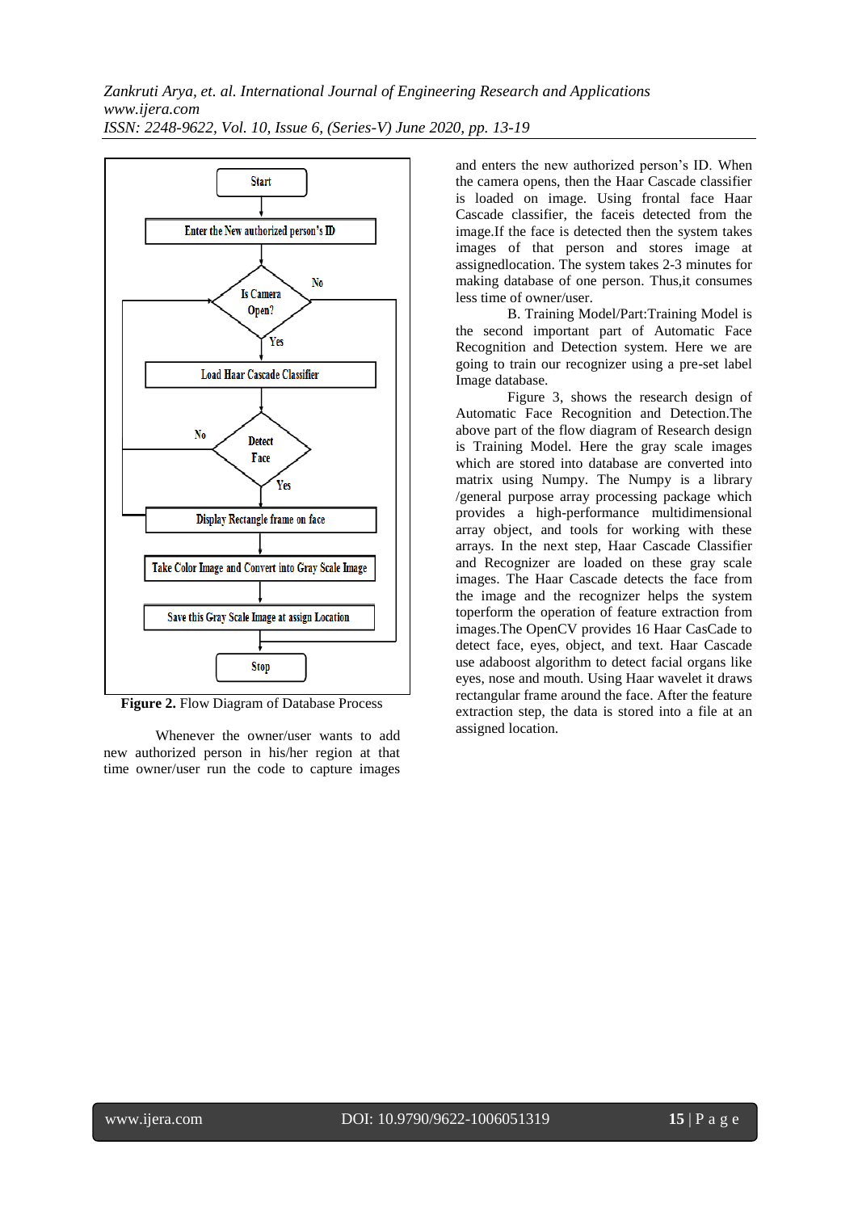**Figure 2.** Flow Diagram of Database Process

Whenever the owner/user wants to add new authorized person in his/her region at that time owner/user run the code to capture images and enters the new authorized person's ID. When the camera opens, then the Haar Cascade classifier is loaded on image. Using frontal face Haar Cascade classifier, the faceis detected from the image.If the face is detected then the system takes images of that person and stores image at assignedlocation. The system takes 2-3 minutes for making database of one person. Thus,it consumes less time of owner/user.

B. Training Model/Part:Training Model is the second important part of Automatic Face Recognition and Detection system. Here we are going to train our recognizer using a pre-set label Image database.

Figure 3, shows the research design of Automatic Face Recognition and Detection.The above part of the flow diagram of Research design is Training Model. Here the gray scale images which are stored into database are converted into matrix using Numpy. The Numpy is a library /general purpose array processing package which provides a high-performance multidimensional array object, and tools for working with these arrays. In the next step, Haar Cascade Classifier and Recognizer are loaded on these gray scale images. The Haar Cascade detects the face from the image and the recognizer helps the system toperform the operation of feature extraction from images.The OpenCV provides 16 Haar CasCade to detect face, eyes, object, and text. Haar Cascade use adaboost algorithm to detect facial organs like eyes, nose and mouth. Using Haar wavelet it draws rectangular frame around the face. After the feature extraction step, the data is stored into a file at an assigned location.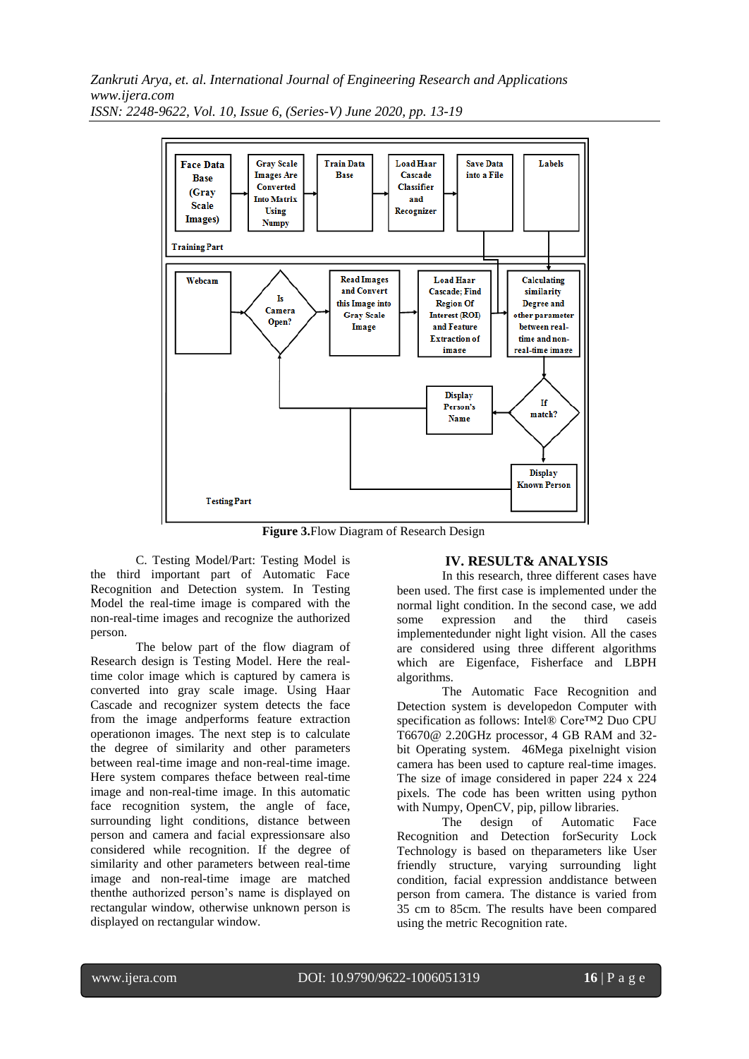**Figure 3.**Flow Diagram of Research Design

C. Testing Model/Part: Testing Model is the third important part of Automatic Face Recognition and Detection system. In Testing Model the real-time image is compared with the non-real-time images and recognize the authorized person.

The below part of the flow diagram of Research design is Testing Model. Here the real-time color image which is captured by camera is converted into gray scale image. Using Haar Cascade and recognizer system detects the face from the image andperforms feature extraction operationon images. The next step is to calculate the degree of similarity and other parameters between real-time image and non-real-time image. Here system compares theface between real-time image and non-real-time image. In this automatic face recognition system, the angle of face, surrounding light conditions, distance between person and camera and facial expressionsare also considered while recognition. If the degree of similarity and other parameters between real-time image and non-real-time image are matched thenthe authorized person's name is displayed on rectangular window, otherwise unknown person is displayed on rectangular window.

## IV. RESULT& ANALYSIS

In this research, three different cases have been used. The first case is implemented under the normal light condition. In the second case, we add some expression and the third caseis implementedunder night light vision. All the cases are considered using three different algorithms which are Eigenface, Fisherface and LBPH algorithms.

The Automatic Face Recognition and Detection system is developedon Computer with specification as follows: Intel® Core™2 Duo CPU T6670@ 2.20GHz processor, 4 GB RAM and 32-bit Operating system. 46Mega pixelnight vision camera has been used to capture real-time images. The size of image considered in paper 224 x 224 pixels. The code has been written using python with Numpy, OpenCV, pip, pillow libraries.

The design of Automatic Face Recognition and Detection forSecurity Lock Technology is based on theparameters like User friendly structure, varying surrounding light condition, facial expression anddistance between person from camera. The distance is varied from 35 cm to 85cm. The results have been compared using the metric Recognition rate.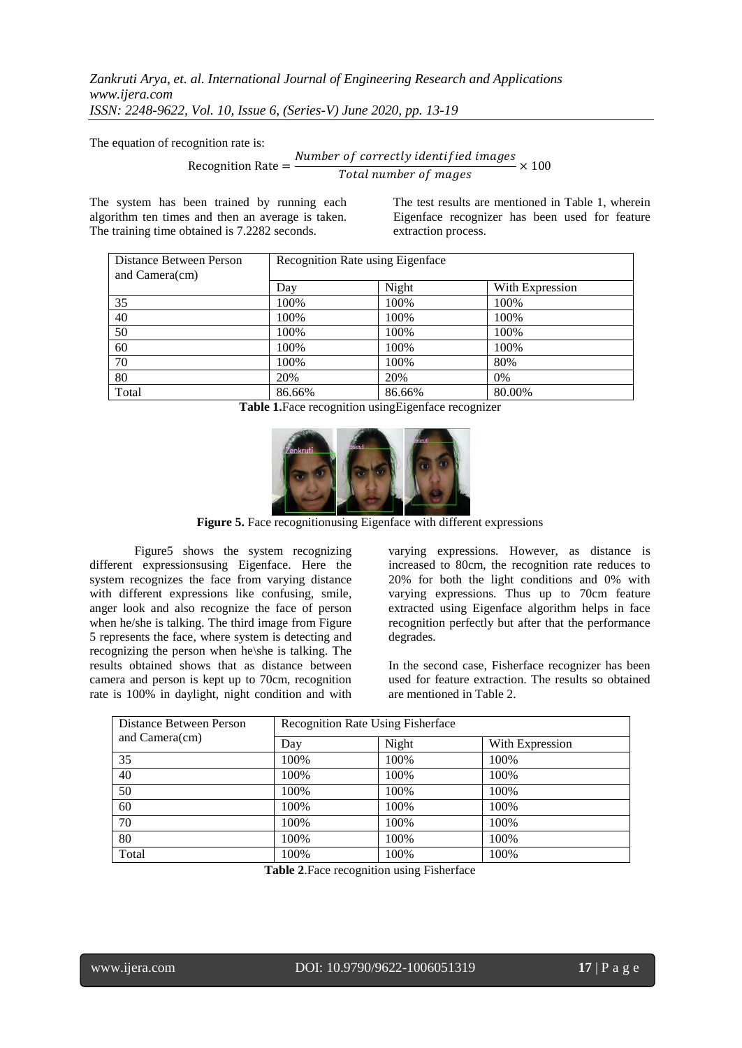The equation of recognition rate is:

$$\text{Recognition Rate} = \frac{Number\ of\ correctly\ identified\ images}{Total\ number\ of\ mages} \times 100$$

The system has been trained by running each algorithm ten times and then an average is taken. The training time obtained is 7.2282 seconds.

The test results are mentioned in Table 1, wherein Eigenface recognizer has been used for feature extraction process.

| Distance Between Person and Camera(cm) | Recognition Rate using Eigenface | | |
|---|---|---|---|
| | Day | Night | With Expression |
| 35 | 100% | 100% | 100% |
| 40 | 100% | 100% | 100% |
| 50 | 100% | 100% | 100% |
| 60 | 100% | 100% | 100% |
| 70 | 100% | 100% | 80% |
| 80 | 20% | 20% | 0% |
| Total | 86.66% | 86.66% | 80.00% |

**Table 1.**Face recognition usingEigenface recognizer

**Figure 5.** Face recognitionusing Eigenface with different expressions

Figure5 shows the system recognizing different expressionsusing Eigenface. Here the system recognizes the face from varying distance with different expressions like confusing, smile, anger look and also recognize the face of person when he/she is talking. The third image from Figure 5 represents the face, where system is detecting and recognizing the person when he\she is talking. The results obtained shows that as distance between camera and person is kept up to 70cm, recognition rate is 100% in daylight, night condition and with varying expressions. However, as distance is increased to 80cm, the recognition rate reduces to 20% for both the light conditions and 0% with varying expressions. Thus up to 70cm feature extracted using Eigenface algorithm helps in face recognition perfectly but after that the performance degrades.

In the second case, Fisherface recognizer has been used for feature extraction. The results so obtained are mentioned in Table 2.

| Distance Between Person and Camera(cm) | Recognition Rate Using Fisherface | | |
|---|---|---|---|
| | Day | Night | With Expression |
| 35 | 100% | 100% | 100% |
| 40 | 100% | 100% | 100% |
| 50 | 100% | 100% | 100% |
| 60 | 100% | 100% | 100% |
| 70 | 100% | 100% | 100% |
| 80 | 100% | 100% | 100% |
| Total | 100% | 100% | 100% |

**Table 2**.Face recognition using Fisherface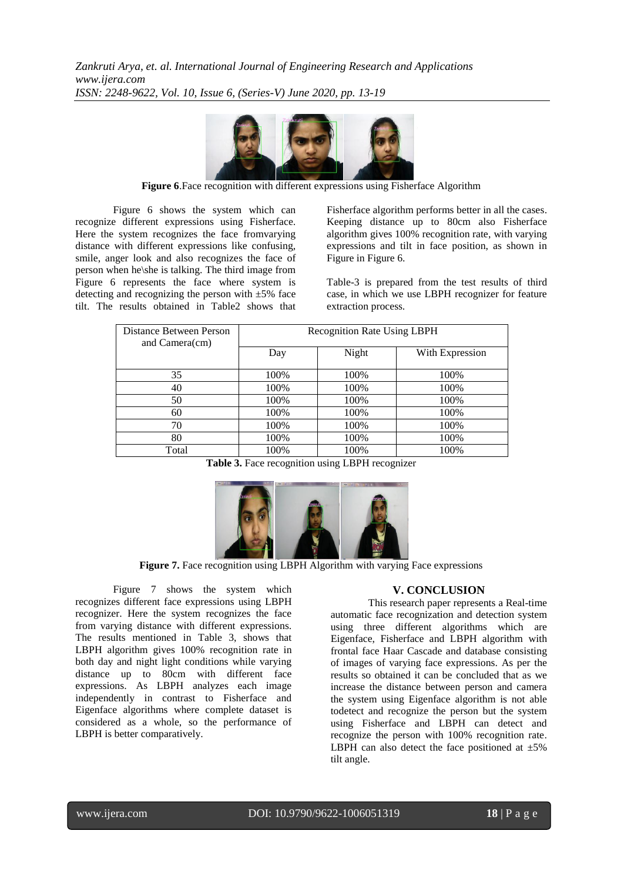**Figure 6**.Face recognition with different expressions using Fisherface Algorithm

Figure 6 shows the system which can recognize different expressions using Fisherface. Here the system recognizes the face fromvarying distance with different expressions like confusing, smile, anger look and also recognizes the face of person when he\she is talking. The third image from Figure 6 represents the face where system is detecting and recognizing the person with ±5% face tilt. The results obtained in Table2 shows that Fisherface algorithm performs better in all the cases. Keeping distance up to 80cm also Fisherface algorithm gives 100% recognition rate, with varying expressions and tilt in face position, as shown in Figure in Figure 6.

Table-3 is prepared from the test results of third case, in which we use LBPH recognizer for feature extraction process.

| Distance Between Person and Camera(cm) | Recognition Rate Using LBPH | | |
|---|---|---|---|
| | Day | Night | With Expression |
| 35 | 100% | 100% | 100% |
| 40 | 100% | 100% | 100% |
| 50 | 100% | 100% | 100% |
| 60 | 100% | 100% | 100% |
| 70 | 100% | 100% | 100% |
| 80 | 100% | 100% | 100% |
| Total | 100% | 100% | 100% |

**Table 3.** Face recognition using LBPH recognizer

**Figure 7.** Face recognition using LBPH Algorithm with varying Face expressions

Figure 7 shows the system which recognizes different face expressions using LBPH recognizer. Here the system recognizes the face from varying distance with different expressions. The results mentioned in Table 3, shows that LBPH algorithm gives 100% recognition rate in both day and night light conditions while varying distance up to 80cm with different face expressions. As LBPH analyzes each image independently in contrast to Fisherface and Eigenface algorithms where complete dataset is considered as a whole, so the performance of LBPH is better comparatively.

## V. CONCLUSION

This research paper represents a Real-time automatic face recognization and detection system using three different algorithms which are Eigenface, Fisherface and LBPH algorithm with frontal face Haar Cascade and database consisting of images of varying face expressions. As per the results so obtained it can be concluded that as we increase the distance between person and camera the system using Eigenface algorithm is not able todetect and recognize the person but the system using Fisherface and LBPH can detect and recognize the person with 100% recognition rate. LBPH can also detect the face positioned at ±5% tilt angle.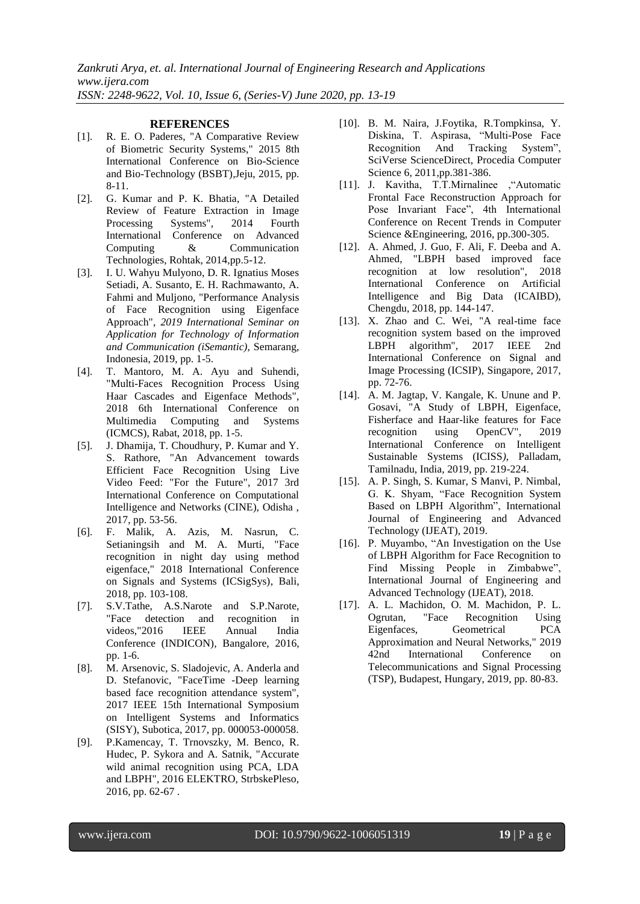## REFERENCES

[1]. R. E. O. Paderes, "A Comparative Review of Biometric Security Systems," 2015 8th International Conference on Bio-Science and Bio-Technology (BSBT),Jeju, 2015, pp. 8-11.

[2]. G. Kumar and P. K. Bhatia, "A Detailed Review of Feature Extraction in Image Processing Systems", 2014 Fourth International Conference on Advanced Computing & Communication Technologies, Rohtak, 2014,pp.5-12.

[3]. I. U. Wahyu Mulyono, D. R. Ignatius Moses Setiadi, A. Susanto, E. H. Rachmawanto, A. Fahmi and Muljono, "Performance Analysis of Face Recognition using Eigenface Approach", *2019 International Seminar on Application for Technology of Information and Communication (iSemantic)*, Semarang, Indonesia, 2019, pp. 1-5.

[4]. T. Mantoro, M. A. Ayu and Suhendi, "Multi-Faces Recognition Process Using Haar Cascades and Eigenface Methods", 2018 6th International Conference on Multimedia Computing and Systems (ICMCS), Rabat, 2018, pp. 1-5.

[5]. J. Dhamija, T. Choudhury, P. Kumar and Y. S. Rathore, "An Advancement towards Efficient Face Recognition Using Live Video Feed: "For the Future", 2017 3rd International Conference on Computational Intelligence and Networks (CINE), Odisha , 2017, pp. 53-56.

[6]. F. Malik, A. Azis, M. Nasrun, C. Setianingsih and M. A. Murti, "Face recognition in night day using method eigenface," 2018 International Conference on Signals and Systems (ICSigSys), Bali, 2018, pp. 103-108.

[7]. S.V.Tathe, A.S.Narote and S.P.Narote, "Face detection and recognition in videos,"2016 IEEE Annual India Conference (INDICON), Bangalore, 2016, pp. 1-6.

[8]. M. Arsenovic, S. Sladojevic, A. Anderla and D. Stefanovic, "FaceTime -Deep learning based face recognition attendance system", 2017 IEEE 15th International Symposium on Intelligent Systems and Informatics (SISY), Subotica, 2017, pp. 000053-000058.

[9]. P.Kamencay, T. Trnovszky, M. Benco, R. Hudec, P. Sykora and A. Satnik, "Accurate wild animal recognition using PCA, LDA and LBPH", 2016 ELEKTRO, StrbskePleso, 2016, pp. 62-67 .

[10]. B. M. Naira, J.Foytika, R.Tompkinsa, Y. Diskina, T. Aspirasa, "Multi-Pose Face Recognition And Tracking System", SciVerse ScienceDirect, Procedia Computer Science 6, 2011,pp.381-386.

[11]. J. Kavitha, T.T.Mirnalinee ,"Automatic Frontal Face Reconstruction Approach for Pose Invariant Face", 4th International Conference on Recent Trends in Computer Science &Engineering, 2016, pp.300-305.

[12]. A. Ahmed, J. Guo, F. Ali, F. Deeba and A. Ahmed, "LBPH based improved face recognition at low resolution", 2018 International Conference on Artificial Intelligence and Big Data (ICAIBD), Chengdu, 2018, pp. 144-147.

[13]. X. Zhao and C. Wei, "A real-time face recognition system based on the improved LBPH algorithm", 2017 IEEE 2nd International Conference on Signal and Image Processing (ICSIP), Singapore, 2017, pp. 72-76.

[14]. A. M. Jagtap, V. Kangale, K. Unune and P. Gosavi, "A Study of LBPH, Eigenface, Fisherface and Haar-like features for Face recognition using OpenCV", 2019 International Conference on Intelligent Sustainable Systems (ICISS), Palladam, Tamilnadu, India, 2019, pp. 219-224.

[15]. A. P. Singh, S. Kumar, S Manvi, P. Nimbal, G. K. Shyam, "Face Recognition System Based on LBPH Algorithm", International Journal of Engineering and Advanced Technology (IJEAT), 2019.

[16]. P. Muyambo, "An Investigation on the Use of LBPH Algorithm for Face Recognition to Find Missing People in Zimbabwe", International Journal of Engineering and Advanced Technology (IJEAT), 2018.

[17]. A. L. Machidon, O. M. Machidon, P. L. Ogrutan, "Face Recognition Using Eigenfaces, Geometrical PCA Approximation and Neural Networks," 2019 42nd International Conference on Telecommunications and Signal Processing (TSP), Budapest, Hungary, 2019, pp. 80-83.